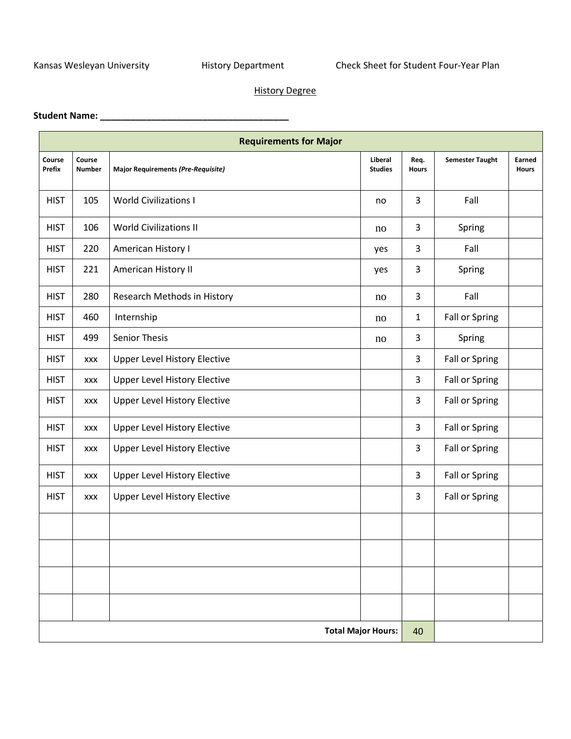Kansas Wesleyan University History Department Check Sheet for Student Four-Year Plan

History Degree

**Student Name: ____________________________________**

| Requirements for Major | | | | | | |
|---|---|---|---|---|---|---|
| **Course Prefix** | **Course Number** | **Major Requirements *(Pre-Requisite)*** | **Liberal Studies** | **Req. Hours** | **Semester Taught** | **Earned Hours** |
| HIST | 105 | World Civilizations I | no | 3 | Fall | |
| HIST | 106 | World Civilizations II | no | 3 | Spring | |
| HIST | 220 | American History I | yes | 3 | Fall | |
| HIST | 221 | American History II | yes | 3 | Spring | |
| HIST | 280 | Research Methods in History | no | 3 | Fall | |
| HIST | 460 | Internship | no | 1 | Fall or Spring | |
| HIST | 499 | Senior Thesis | no | 3 | Spring | |
| HIST | xxx | Upper Level History Elective | | 3 | Fall or Spring | |
| HIST | xxx | Upper Level History Elective | | 3 | Fall or Spring | |
| HIST | xxx | Upper Level History Elective | | 3 | Fall or Spring | |
| HIST | xxx | Upper Level History Elective | | 3 | Fall or Spring | |
| HIST | xxx | Upper Level History Elective | | 3 | Fall or Spring | |
| HIST | xxx | Upper Level History Elective | | 3 | Fall or Spring | |
| HIST | xxx | Upper Level History Elective | | 3 | Fall or Spring | |
| | | | | | | |
| | | | | | | |
| | | | | | | |
| | | | | | | |
| | | | **Total Major Hours:** | 40 | | |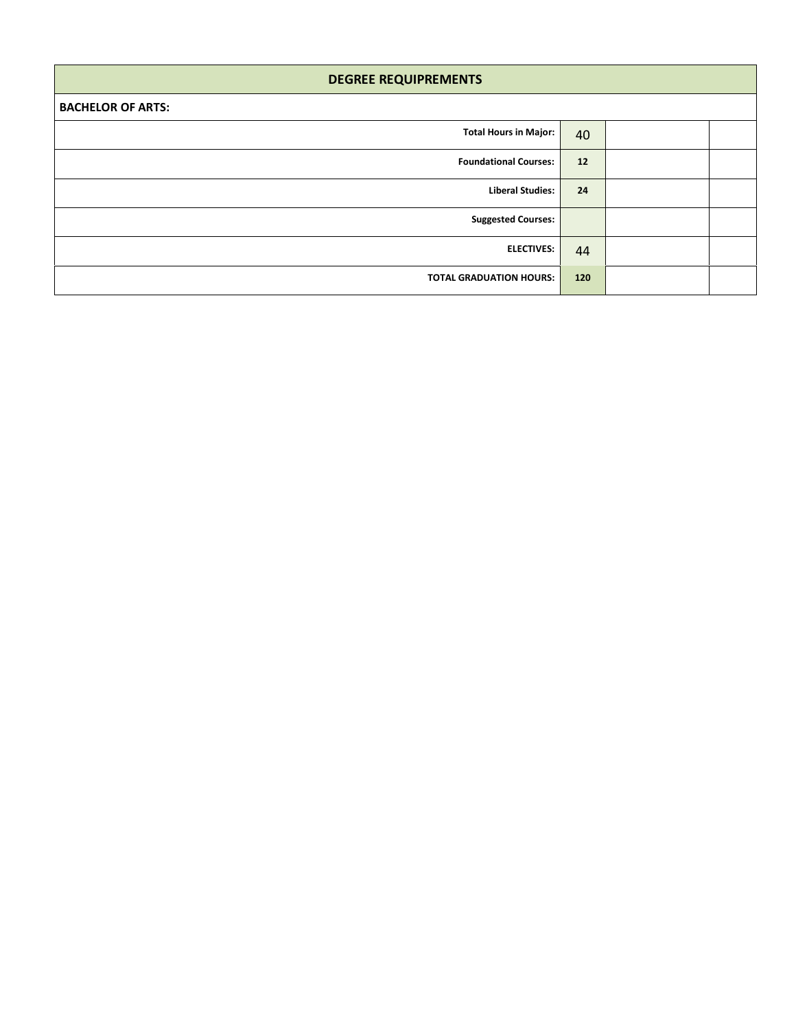| DEGREE REQUIPREMENTS | | | |
|---|---|---|---|
| **BACHELOR OF ARTS:** | | | |
| **Total Hours in Major:** | 40 | | |
| **Foundational Courses:** | **12** | | |
| **Liberal Studies:** | **24** | | |
| **Suggested Courses:** | | | |
| **ELECTIVES:** | 44 | | |
| **TOTAL GRADUATION HOURS:** | **120** | | |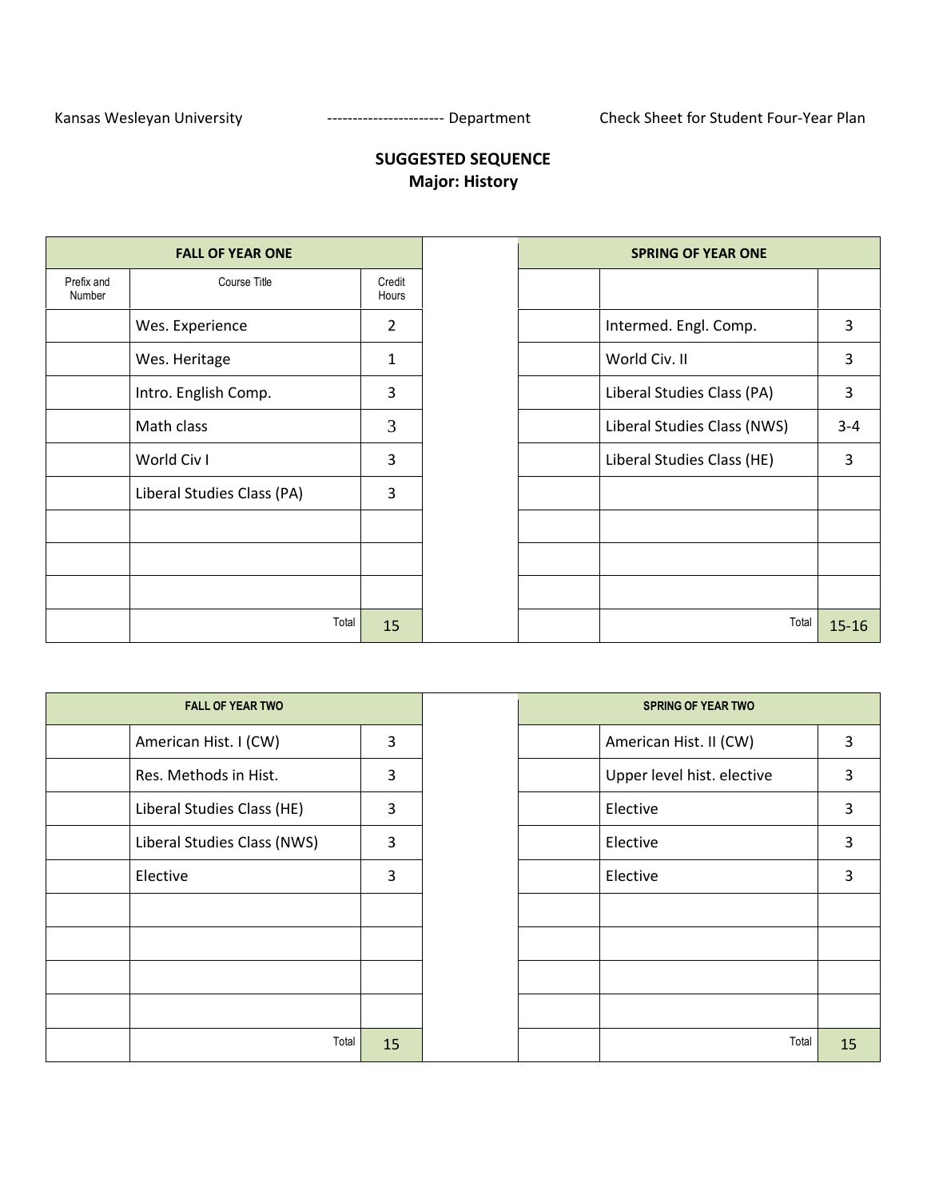Kansas Wesleyan University ---------------------- Department Check Sheet for Student Four-Year Plan

## SUGGESTED SEQUENCE
**Major: History**

| FALL OF YEAR ONE | | | SPRING OF YEAR ONE | | |
|---|---|---|---|---|---|
| Prefix and Number | Course Title | Credit Hours | | | |
| | Wes. Experience | 2 | | Intermed. Engl. Comp. | 3 |
| | Wes. Heritage | 1 | | World Civ. II | 3 |
| | Intro. English Comp. | 3 | | Liberal Studies Class (PA) | 3 |
| | Math class | 3 | | Liberal Studies Class (NWS) | 3-4 |
| | World Civ I | 3 | | Liberal Studies Class (HE) | 3 |
| | Liberal Studies Class (PA) | 3 | | | |
| | | | | | |
| | | | | | |
| | | | | | |
| | Total | 15 | | Total | 15-16 |

| FALL OF YEAR TWO | | | SPRING OF YEAR TWO | | |
|---|---|---|---|---|---|
| | American Hist. I (CW) | 3 | | American Hist. II (CW) | 3 |
| | Res. Methods in Hist. | 3 | | Upper level hist. elective | 3 |
| | Liberal Studies Class (HE) | 3 | | Elective | 3 |
| | Liberal Studies Class (NWS) | 3 | | Elective | 3 |
| | Elective | 3 | | Elective | 3 |
| | | | | | |
| | | | | | |
| | | | | | |
| | | | | | |
| | Total | 15 | | Total | 15 |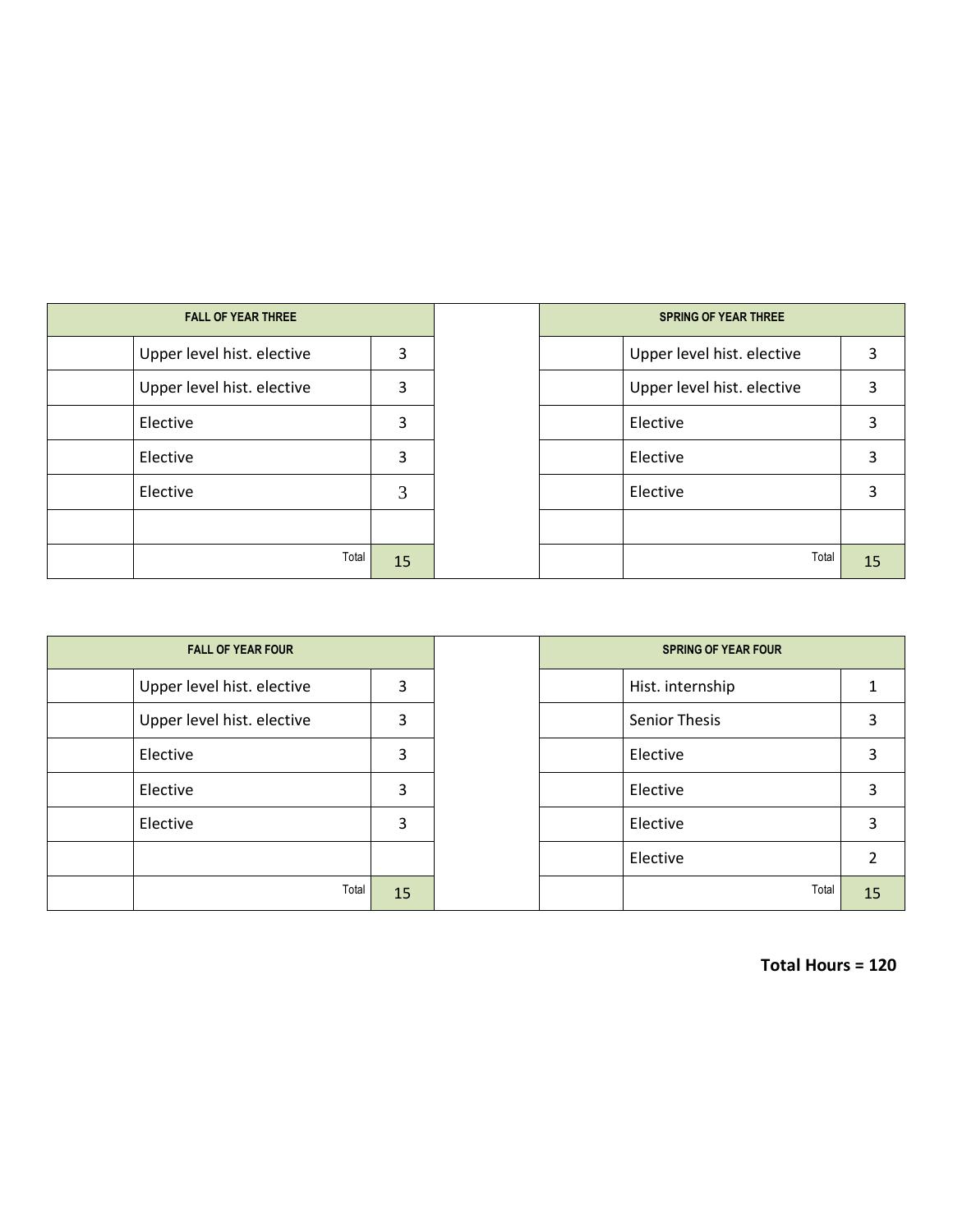| FALL OF YEAR THREE | | |
|---|---|---|
| | Upper level hist. elective | 3 |
| | Upper level hist. elective | 3 |
| | Elective | 3 |
| | Elective | 3 |
| | Elective | 3 |
| | | |
| | Total | 15 |

| SPRING OF YEAR THREE | | |
|---|---|---|
| | Upper level hist. elective | 3 |
| | Upper level hist. elective | 3 |
| | Elective | 3 |
| | Elective | 3 |
| | Elective | 3 |
| | | |
| | Total | 15 |

| FALL OF YEAR FOUR | | |
|---|---|---|
| | Upper level hist. elective | 3 |
| | Upper level hist. elective | 3 |
| | Elective | 3 |
| | Elective | 3 |
| | Elective | 3 |
| | | |
| | Total | 15 |

| SPRING OF YEAR FOUR | | |
|---|---|---|
| | Hist. internship | 1 |
| | Senior Thesis | 3 |
| | Elective | 3 |
| | Elective | 3 |
| | Elective | 3 |
| | Elective | 2 |
| | Total | 15 |

**Total Hours = 120**